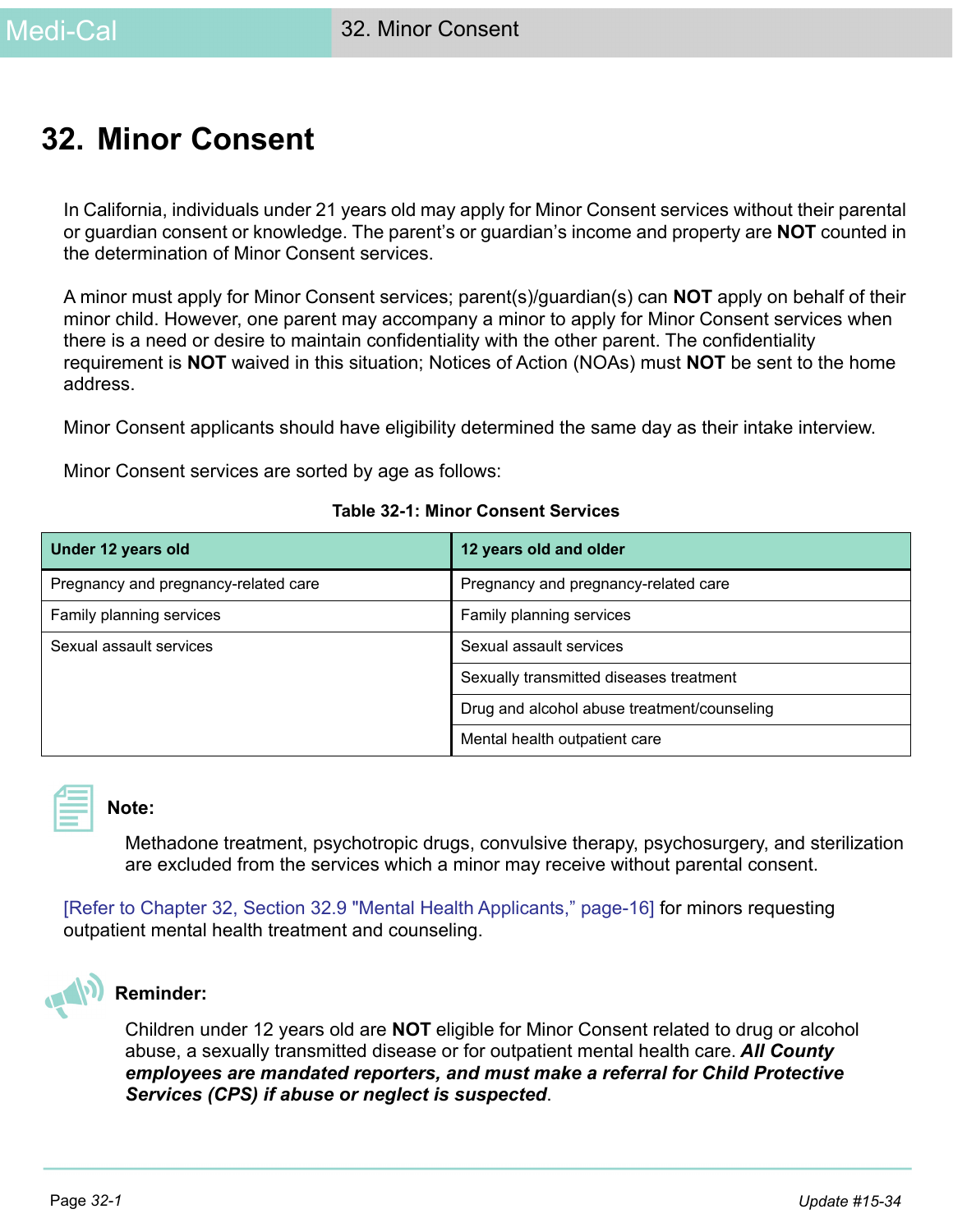# 32. Minor Consent

In California, individuals under 21 years old may apply for Minor Consent services without their parental or guardian consent or knowledge. The parent's or guardian's income and property are **NOT** counted in the determination of Minor Consent services.

A minor must apply for Minor Consent services; parent(s)/guardian(s) can **NOT** apply on behalf of their minor child. However, one parent may accompany a minor to apply for Minor Consent services when there is a need or desire to maintain confidentiality with the other parent. The confidentiality requirement is **NOT** waived in this situation; Notices of Action (NOAs) must **NOT** be sent to the home address.

Minor Consent applicants should have eligibility determined the same day as their intake interview.

Minor Consent services are sorted by age as follows:

**Table 32-1: Minor Consent Services**

| Under 12 years old | 12 years old and older |
|---|---|
| Pregnancy and pregnancy-related care | Pregnancy and pregnancy-related care |
| Family planning services | Family planning services |
| Sexual assault services | Sexual assault services |
| | Sexually transmitted diseases treatment |
| | Drug and alcohol abuse treatment/counseling |
| | Mental health outpatient care |

**Note:**

Methadone treatment, psychotropic drugs, convulsive therapy, psychosurgery, and sterilization are excluded from the services which a minor may receive without parental consent.

[Refer to Chapter 32, Section 32.9 "Mental Health Applicants," page-16] for minors requesting outpatient mental health treatment and counseling.

**Reminder:**

Children under 12 years old are **NOT** eligible for Minor Consent related to drug or alcohol abuse, a sexually transmitted disease or for outpatient mental health care. ***All County employees are mandated reporters, and must make a referral for Child Protective Services (CPS) if abuse or neglect is suspected***.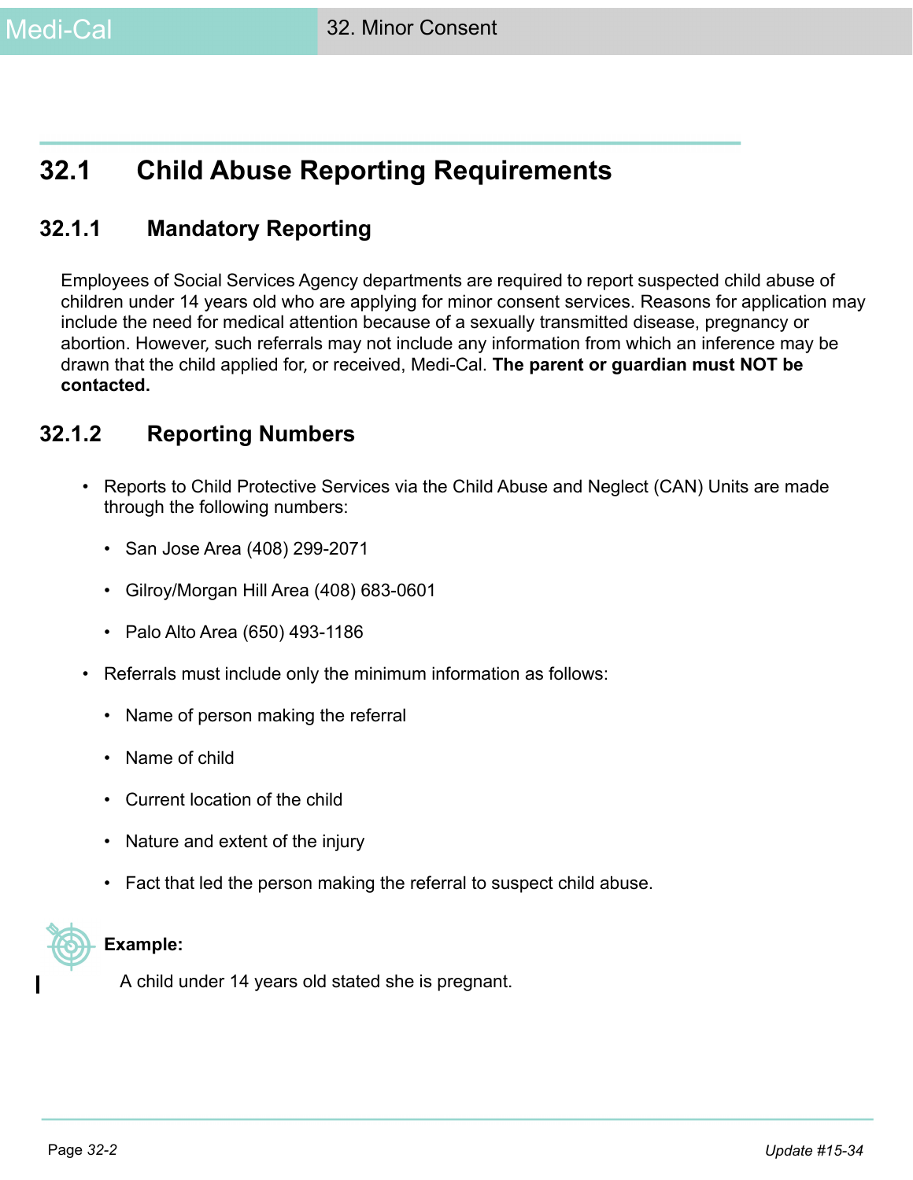## 32.1 Child Abuse Reporting Requirements

### 32.1.1 Mandatory Reporting

Employees of Social Services Agency departments are required to report suspected child abuse of children under 14 years old who are applying for minor consent services. Reasons for application may include the need for medical attention because of a sexually transmitted disease, pregnancy or abortion. However, such referrals may not include any information from which an inference may be drawn that the child applied for, or received, Medi-Cal. **The parent or guardian must NOT be contacted.**

### 32.1.2 Reporting Numbers

- Reports to Child Protective Services via the Child Abuse and Neglect (CAN) Units are made through the following numbers:
  - San Jose Area (408) 299-2071
  - Gilroy/Morgan Hill Area (408) 683-0601
  - Palo Alto Area (650) 493-1186
- Referrals must include only the minimum information as follows:
  - Name of person making the referral
  - Name of child
  - Current location of the child
  - Nature and extent of the injury
  - Fact that led the person making the referral to suspect child abuse.

**Example:**

A child under 14 years old stated she is pregnant.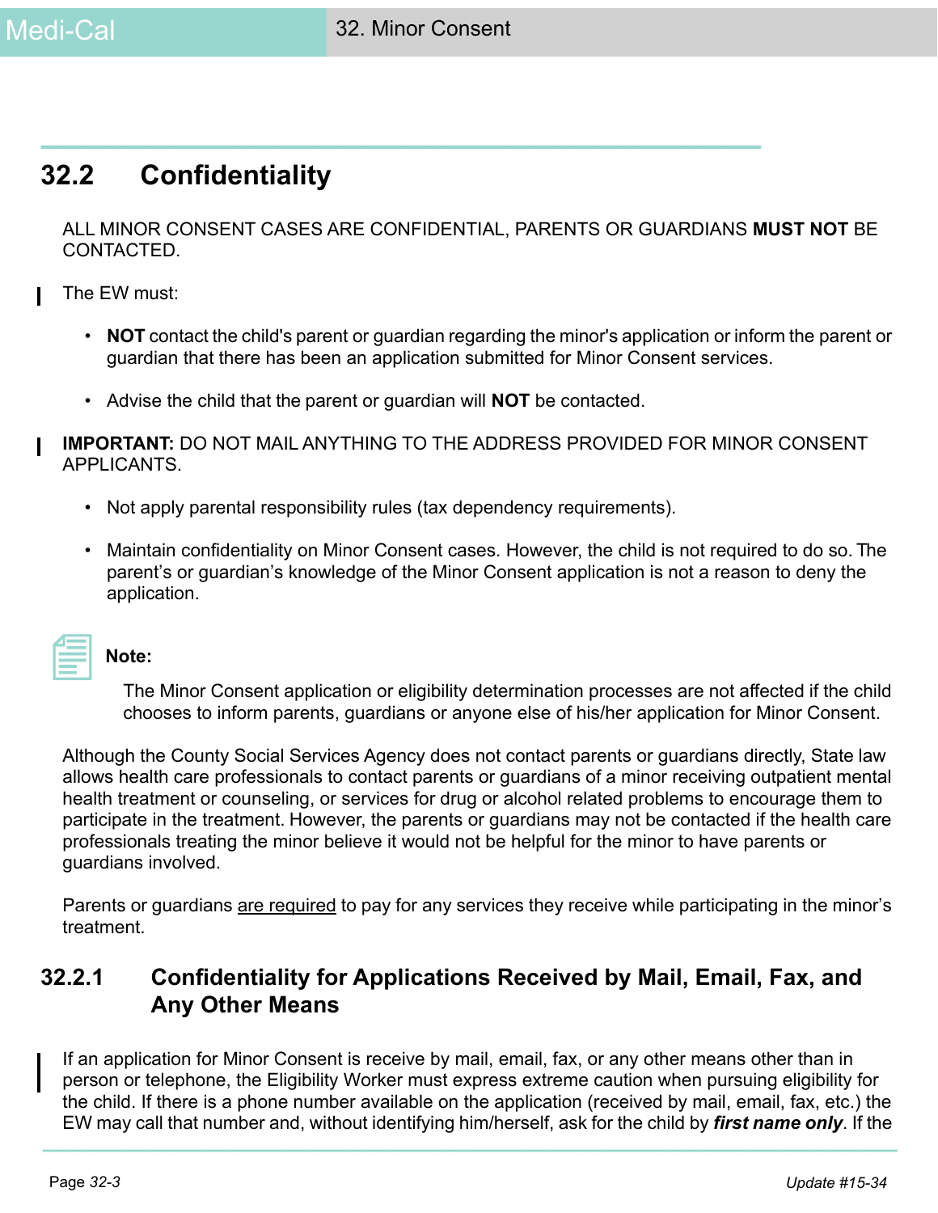## 32.2 Confidentiality

ALL MINOR CONSENT CASES ARE CONFIDENTIAL, PARENTS OR GUARDIANS **MUST NOT** BE CONTACTED.

The EW must:

- **NOT** contact the child's parent or guardian regarding the minor's application or inform the parent or guardian that there has been an application submitted for Minor Consent services.
- Advise the child that the parent or guardian will **NOT** be contacted.

**IMPORTANT:** DO NOT MAIL ANYTHING TO THE ADDRESS PROVIDED FOR MINOR CONSENT APPLICANTS.

- Not apply parental responsibility rules (tax dependency requirements).
- Maintain confidentiality on Minor Consent cases. However, the child is not required to do so. The parent's or guardian's knowledge of the Minor Consent application is not a reason to deny the application.

**Note:**

The Minor Consent application or eligibility determination processes are not affected if the child chooses to inform parents, guardians or anyone else of his/her application for Minor Consent.

Although the County Social Services Agency does not contact parents or guardians directly, State law allows health care professionals to contact parents or guardians of a minor receiving outpatient mental health treatment or counseling, or services for drug or alcohol related problems to encourage them to participate in the treatment. However, the parents or guardians may not be contacted if the health care professionals treating the minor believe it would not be helpful for the minor to have parents or guardians involved.

Parents or guardians <u>are required</u> to pay for any services they receive while participating in the minor's treatment.

### 32.2.1 Confidentiality for Applications Received by Mail, Email, Fax, and Any Other Means

If an application for Minor Consent is receive by mail, email, fax, or any other means other than in person or telephone, the Eligibility Worker must express extreme caution when pursuing eligibility for the child. If there is a phone number available on the application (received by mail, email, fax, etc.) the EW may call that number and, without identifying him/herself, ask for the child by ***first name only***. If the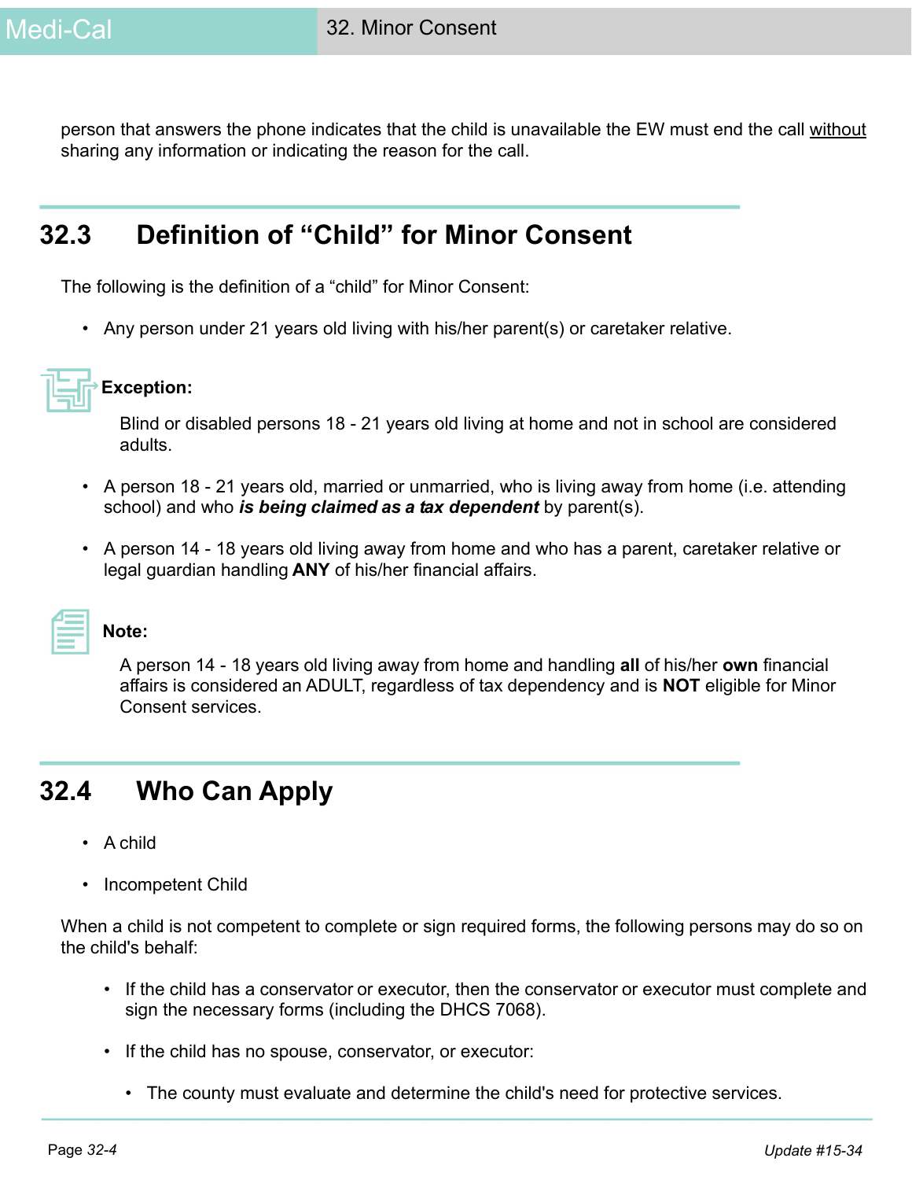person that answers the phone indicates that the child is unavailable the EW must end the call without sharing any information or indicating the reason for the call.

## 32.3 Definition of "Child" for Minor Consent

The following is the definition of a "child" for Minor Consent:

- Any person under 21 years old living with his/her parent(s) or caretaker relative.

**Exception:**

Blind or disabled persons 18 - 21 years old living at home and not in school are considered adults.

- A person 18 - 21 years old, married or unmarried, who is living away from home (i.e. attending school) and who ***is being claimed as a tax dependent*** by parent(s).

- A person 14 - 18 years old living away from home and who has a parent, caretaker relative or legal guardian handling **ANY** of his/her financial affairs.

**Note:**

A person 14 - 18 years old living away from home and handling **all** of his/her **own** financial affairs is considered an ADULT, regardless of tax dependency and is **NOT** eligible for Minor Consent services.

## 32.4 Who Can Apply

- A child

- Incompetent Child

When a child is not competent to complete or sign required forms, the following persons may do so on the child's behalf:

- If the child has a conservator or executor, then the conservator or executor must complete and sign the necessary forms (including the DHCS 7068).

- If the child has no spouse, conservator, or executor:

  - The county must evaluate and determine the child's need for protective services.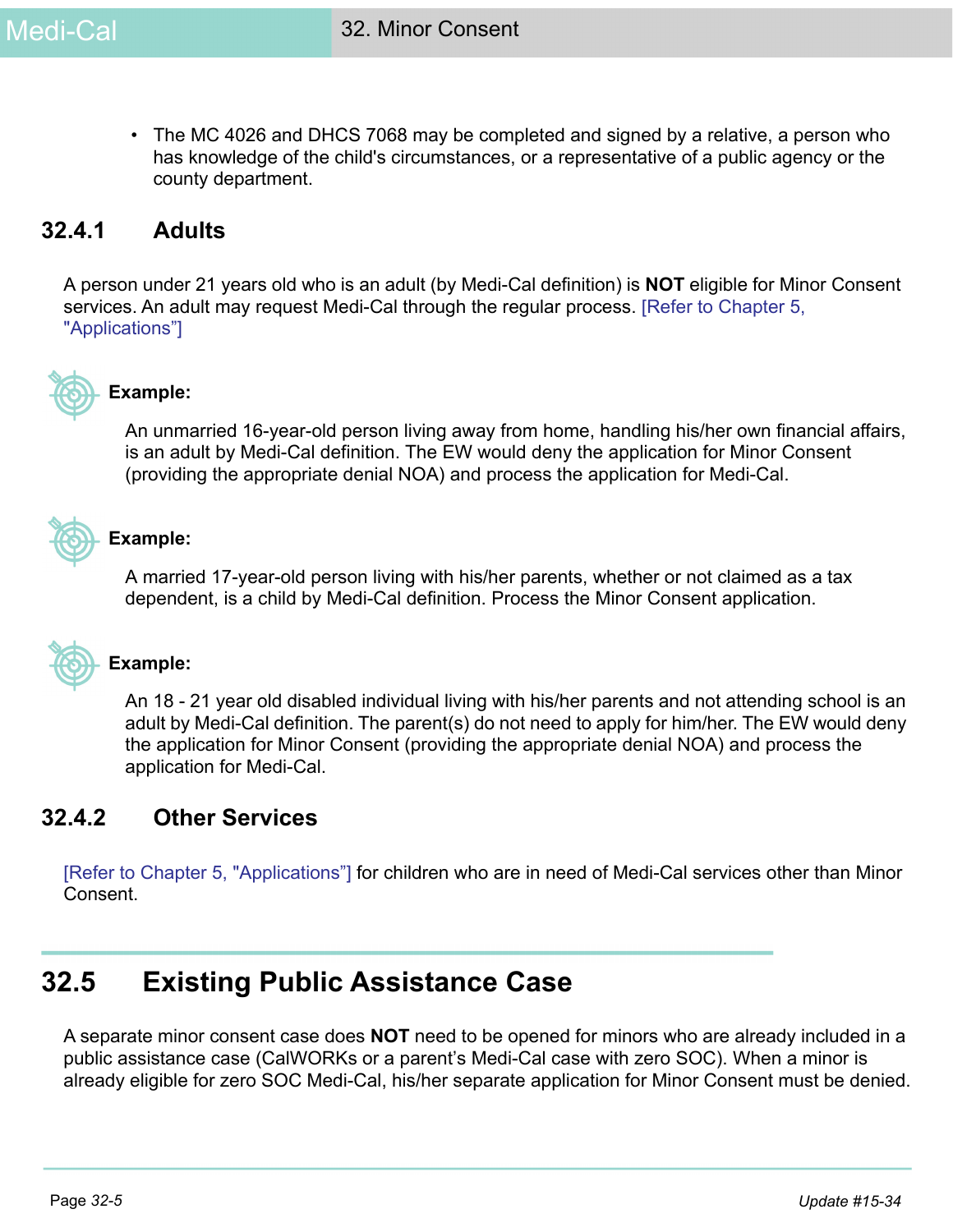- The MC 4026 and DHCS 7068 may be completed and signed by a relative, a person who has knowledge of the child's circumstances, or a representative of a public agency or the county department.

### 32.4.1 Adults

A person under 21 years old who is an adult (by Medi-Cal definition) is **NOT** eligible for Minor Consent services. An adult may request Medi-Cal through the regular process. [Refer to Chapter 5, "Applications”]

**Example:**

An unmarried 16-year-old person living away from home, handling his/her own financial affairs, is an adult by Medi-Cal definition. The EW would deny the application for Minor Consent (providing the appropriate denial NOA) and process the application for Medi-Cal.

**Example:**

A married 17-year-old person living with his/her parents, whether or not claimed as a tax dependent, is a child by Medi-Cal definition. Process the Minor Consent application.

**Example:**

An 18 - 21 year old disabled individual living with his/her parents and not attending school is an adult by Medi-Cal definition. The parent(s) do not need to apply for him/her. The EW would deny the application for Minor Consent (providing the appropriate denial NOA) and process the application for Medi-Cal.

### 32.4.2 Other Services

[Refer to Chapter 5, "Applications”] for children who are in need of Medi-Cal services other than Minor Consent.

## 32.5 Existing Public Assistance Case

A separate minor consent case does **NOT** need to be opened for minors who are already included in a public assistance case (CalWORKs or a parent’s Medi-Cal case with zero SOC). When a minor is already eligible for zero SOC Medi-Cal, his/her separate application for Minor Consent must be denied.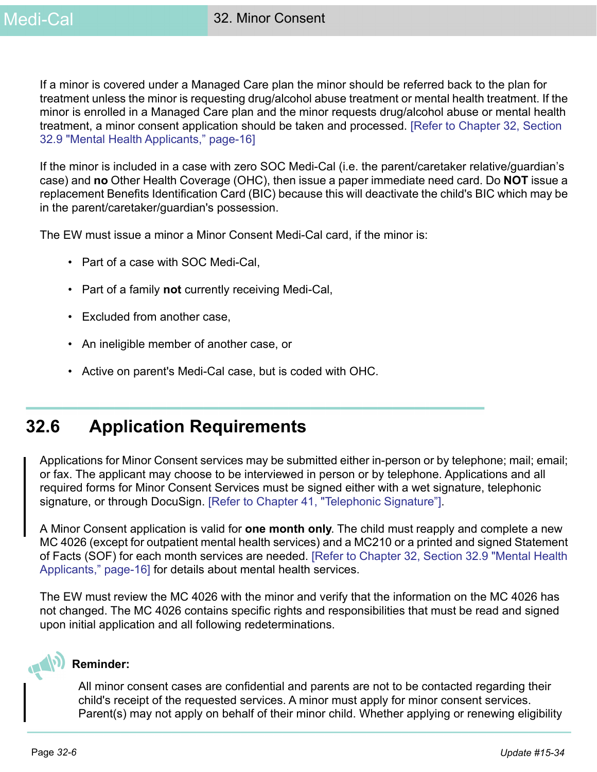If a minor is covered under a Managed Care plan the minor should be referred back to the plan for treatment unless the minor is requesting drug/alcohol abuse treatment or mental health treatment. If the minor is enrolled in a Managed Care plan and the minor requests drug/alcohol abuse or mental health treatment, a minor consent application should be taken and processed. [Refer to Chapter 32, Section 32.9 "Mental Health Applicants," page-16]

If the minor is included in a case with zero SOC Medi-Cal (i.e. the parent/caretaker relative/guardian's case) and **no** Other Health Coverage (OHC), then issue a paper immediate need card. Do **NOT** issue a replacement Benefits Identification Card (BIC) because this will deactivate the child's BIC which may be in the parent/caretaker/guardian's possession.

The EW must issue a minor a Minor Consent Medi-Cal card, if the minor is:

- Part of a case with SOC Medi-Cal,
- Part of a family **not** currently receiving Medi-Cal,
- Excluded from another case,
- An ineligible member of another case, or
- Active on parent's Medi-Cal case, but is coded with OHC.

## 32.6 Application Requirements

Applications for Minor Consent services may be submitted either in-person or by telephone; mail; email; or fax. The applicant may choose to be interviewed in person or by telephone. Applications and all required forms for Minor Consent Services must be signed either with a wet signature, telephonic signature, or through DocuSign. [Refer to Chapter 41, "Telephonic Signature"].

A Minor Consent application is valid for **one month only**. The child must reapply and complete a new MC 4026 (except for outpatient mental health services) and a MC210 or a printed and signed Statement of Facts (SOF) for each month services are needed. [Refer to Chapter 32, Section 32.9 "Mental Health Applicants," page-16] for details about mental health services.

The EW must review the MC 4026 with the minor and verify that the information on the MC 4026 has not changed. The MC 4026 contains specific rights and responsibilities that must be read and signed upon initial application and all following redeterminations.

**Reminder:**

All minor consent cases are confidential and parents are not to be contacted regarding their child's receipt of the requested services. A minor must apply for minor consent services. Parent(s) may not apply on behalf of their minor child. Whether applying or renewing eligibility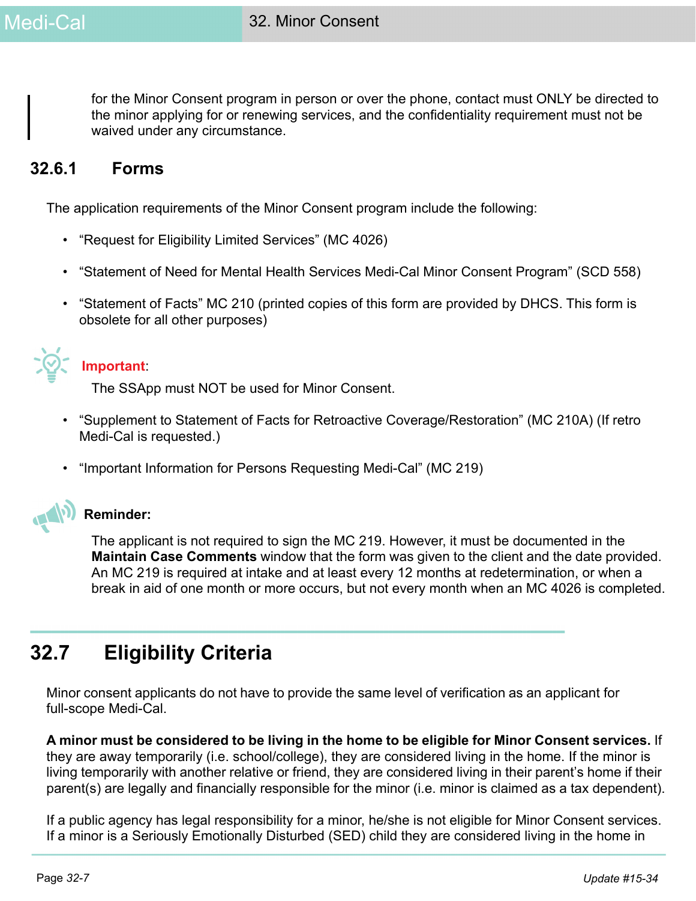for the Minor Consent program in person or over the phone, contact must ONLY be directed to the minor applying for or renewing services, and the confidentiality requirement must not be waived under any circumstance.

### 32.6.1 Forms

The application requirements of the Minor Consent program include the following:

- "Request for Eligibility Limited Services" (MC 4026)
- "Statement of Need for Mental Health Services Medi-Cal Minor Consent Program" (SCD 558)
- "Statement of Facts" MC 210 (printed copies of this form are provided by DHCS. This form is obsolete for all other purposes)

**Important**:

The SSApp must NOT be used for Minor Consent.

- "Supplement to Statement of Facts for Retroactive Coverage/Restoration" (MC 210A) (If retro Medi-Cal is requested.)
- "Important Information for Persons Requesting Medi-Cal" (MC 219)

**Reminder:**

The applicant is not required to sign the MC 219. However, it must be documented in the **Maintain Case Comments** window that the form was given to the client and the date provided. An MC 219 is required at intake and at least every 12 months at redetermination, or when a break in aid of one month or more occurs, but not every month when an MC 4026 is completed.

## 32.7 Eligibility Criteria

Minor consent applicants do not have to provide the same level of verification as an applicant for full-scope Medi-Cal.

**A minor must be considered to be living in the home to be eligible for Minor Consent services.** If they are away temporarily (i.e. school/college), they are considered living in the home. If the minor is living temporarily with another relative or friend, they are considered living in their parent's home if their parent(s) are legally and financially responsible for the minor (i.e. minor is claimed as a tax dependent).

If a public agency has legal responsibility for a minor, he/she is not eligible for Minor Consent services. If a minor is a Seriously Emotionally Disturbed (SED) child they are considered living in the home in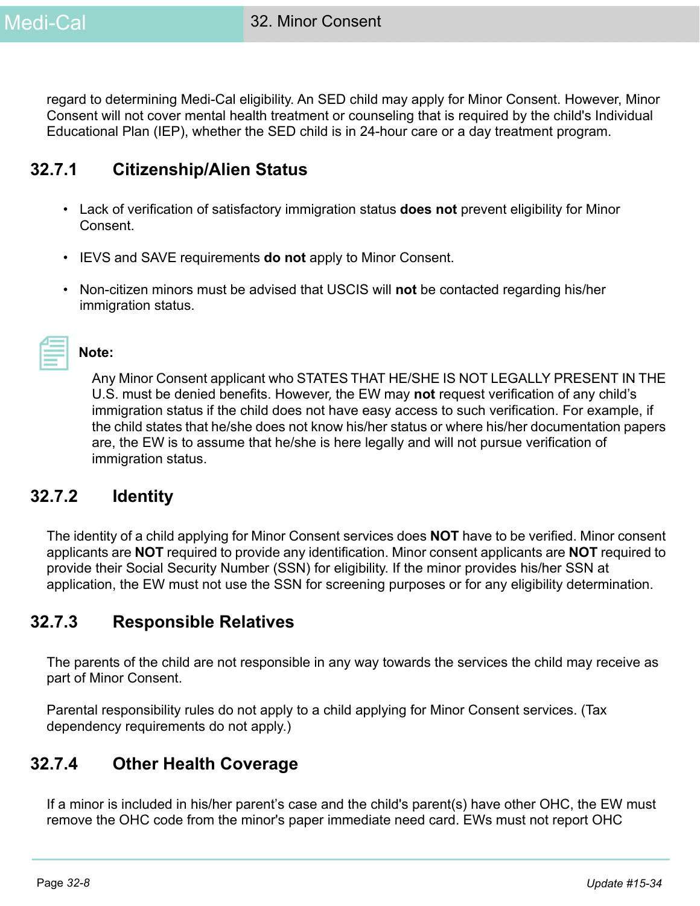regard to determining Medi-Cal eligibility. An SED child may apply for Minor Consent. However, Minor Consent will not cover mental health treatment or counseling that is required by the child's Individual Educational Plan (IEP), whether the SED child is in 24-hour care or a day treatment program.

### 32.7.1 Citizenship/Alien Status

- Lack of verification of satisfactory immigration status **does not** prevent eligibility for Minor Consent.
- IEVS and SAVE requirements **do not** apply to Minor Consent.
- Non-citizen minors must be advised that USCIS will **not** be contacted regarding his/her immigration status.

**Note:**

Any Minor Consent applicant who STATES THAT HE/SHE IS NOT LEGALLY PRESENT IN THE U.S. must be denied benefits. However, the EW may **not** request verification of any child's immigration status if the child does not have easy access to such verification. For example, if the child states that he/she does not know his/her status or where his/her documentation papers are, the EW is to assume that he/she is here legally and will not pursue verification of immigration status.

### 32.7.2 Identity

The identity of a child applying for Minor Consent services does **NOT** have to be verified. Minor consent applicants are **NOT** required to provide any identification. Minor consent applicants are **NOT** required to provide their Social Security Number (SSN) for eligibility. If the minor provides his/her SSN at application, the EW must not use the SSN for screening purposes or for any eligibility determination.

### 32.7.3 Responsible Relatives

The parents of the child are not responsible in any way towards the services the child may receive as part of Minor Consent.

Parental responsibility rules do not apply to a child applying for Minor Consent services. (Tax dependency requirements do not apply.)

### 32.7.4 Other Health Coverage

If a minor is included in his/her parent's case and the child's parent(s) have other OHC, the EW must remove the OHC code from the minor's paper immediate need card. EWs must not report OHC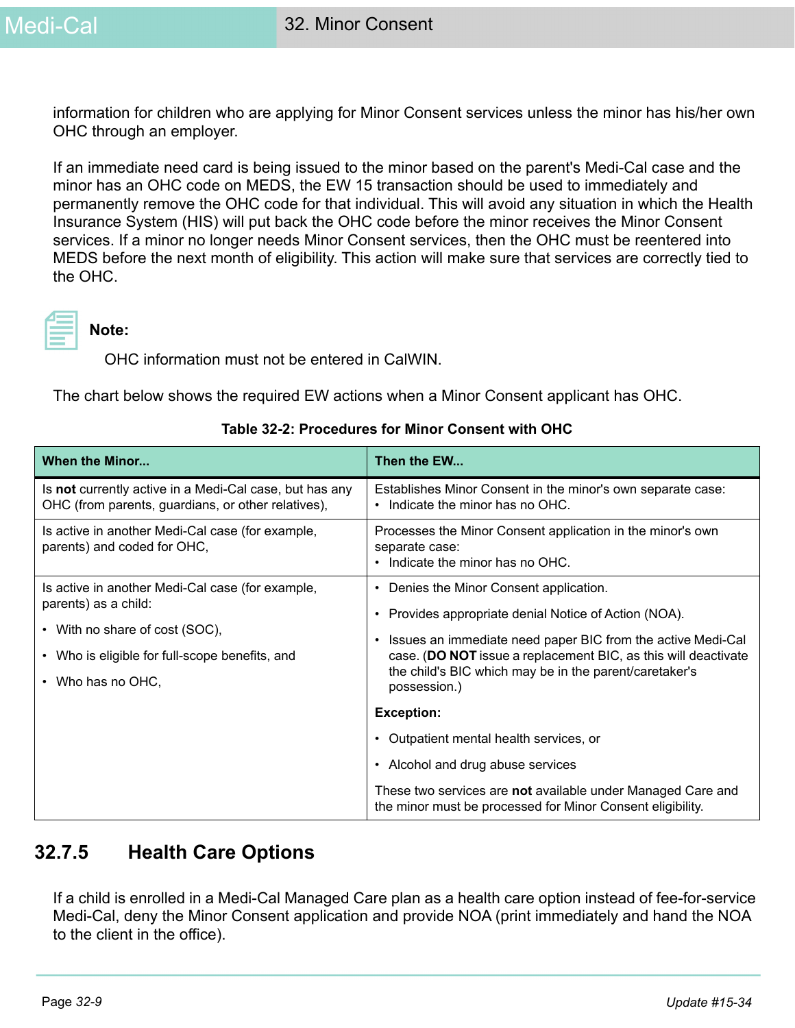information for children who are applying for Minor Consent services unless the minor has his/her own OHC through an employer.

If an immediate need card is being issued to the minor based on the parent's Medi-Cal case and the minor has an OHC code on MEDS, the EW 15 transaction should be used to immediately and permanently remove the OHC code for that individual. This will avoid any situation in which the Health Insurance System (HIS) will put back the OHC code before the minor receives the Minor Consent services. If a minor no longer needs Minor Consent services, then the OHC must be reentered into MEDS before the next month of eligibility. This action will make sure that services are correctly tied to the OHC.

**Note:**

OHC information must not be entered in CalWIN.

The chart below shows the required EW actions when a Minor Consent applicant has OHC.

**Table 32-2: Procedures for Minor Consent with OHC**

| When the Minor... | Then the EW... |
|---|---|
| Is **not** currently active in a Medi-Cal case, but has any OHC (from parents, guardians, or other relatives), | Establishes Minor Consent in the minor's own separate case:<br>• Indicate the minor has no OHC. |
| Is active in another Medi-Cal case (for example, parents) and coded for OHC, | Processes the Minor Consent application in the minor's own separate case:<br>• Indicate the minor has no OHC. |
| Is active in another Medi-Cal case (for example, parents) as a child:<br>• With no share of cost (SOC),<br>• Who is eligible for full-scope benefits, and<br>• Who has no OHC, | • Denies the Minor Consent application.<br>• Provides appropriate denial Notice of Action (NOA).<br>• Issues an immediate need paper BIC from the active Medi-Cal case. (**DO NOT** issue a replacement BIC, as this will deactivate the child's BIC which may be in the parent/caretaker's possession.)<br>**Exception:**<br>• Outpatient mental health services, or<br>• Alcohol and drug abuse services<br>These two services are **not** available under Managed Care and the minor must be processed for Minor Consent eligibility. |

## 32.7.5 Health Care Options

If a child is enrolled in a Medi-Cal Managed Care plan as a health care option instead of fee-for-service Medi-Cal, deny the Minor Consent application and provide NOA (print immediately and hand the NOA to the client in the office).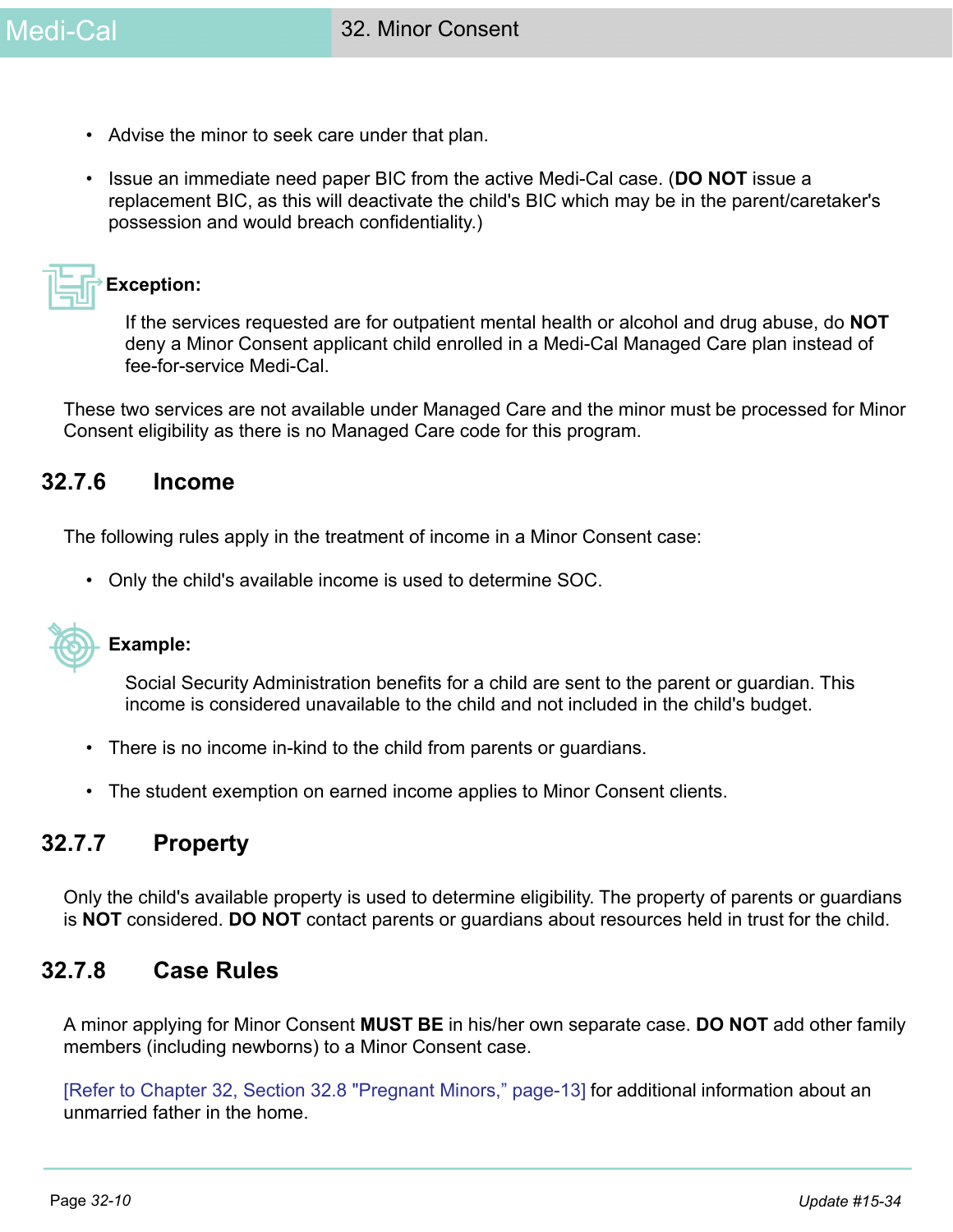- Advise the minor to seek care under that plan.

- Issue an immediate need paper BIC from the active Medi-Cal case. (**DO NOT** issue a replacement BIC, as this will deactivate the child's BIC which may be in the parent/caretaker's possession and would breach confidentiality.)

**Exception:**

If the services requested are for outpatient mental health or alcohol and drug abuse, do **NOT** deny a Minor Consent applicant child enrolled in a Medi-Cal Managed Care plan instead of fee-for-service Medi-Cal.

These two services are not available under Managed Care and the minor must be processed for Minor Consent eligibility as there is no Managed Care code for this program.

### 32.7.6 Income

The following rules apply in the treatment of income in a Minor Consent case:

- Only the child's available income is used to determine SOC.

**Example:**

Social Security Administration benefits for a child are sent to the parent or guardian. This income is considered unavailable to the child and not included in the child's budget.

- There is no income in-kind to the child from parents or guardians.

- The student exemption on earned income applies to Minor Consent clients.

### 32.7.7 Property

Only the child's available property is used to determine eligibility. The property of parents or guardians is **NOT** considered. **DO NOT** contact parents or guardians about resources held in trust for the child.

### 32.7.8 Case Rules

A minor applying for Minor Consent **MUST BE** in his/her own separate case. **DO NOT** add other family members (including newborns) to a Minor Consent case.

[Refer to Chapter 32, Section 32.8 "Pregnant Minors," page-13] for additional information about an unmarried father in the home.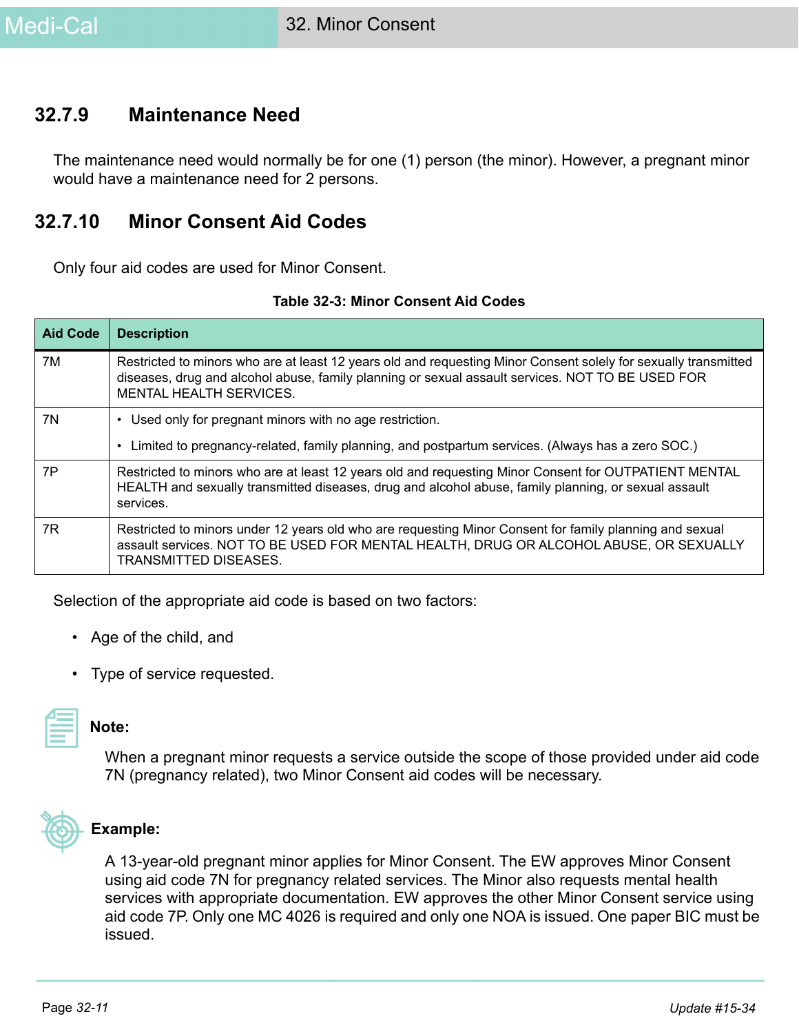### 32.7.9 Maintenance Need

The maintenance need would normally be for one (1) person (the minor). However, a pregnant minor would have a maintenance need for 2 persons.

### 32.7.10 Minor Consent Aid Codes

Only four aid codes are used for Minor Consent.

**Table 32-3: Minor Consent Aid Codes**

| Aid Code | Description |
|---|---|
| 7M | Restricted to minors who are at least 12 years old and requesting Minor Consent solely for sexually transmitted diseases, drug and alcohol abuse, family planning or sexual assault services. NOT TO BE USED FOR MENTAL HEALTH SERVICES. |
| 7N | • Used only for pregnant minors with no age restriction. • Limited to pregnancy-related, family planning, and postpartum services. (Always has a zero SOC.) |
| 7P | Restricted to minors who are at least 12 years old and requesting Minor Consent for OUTPATIENT MENTAL HEALTH and sexually transmitted diseases, drug and alcohol abuse, family planning, or sexual assault services. |
| 7R | Restricted to minors under 12 years old who are requesting Minor Consent for family planning and sexual assault services. NOT TO BE USED FOR MENTAL HEALTH, DRUG OR ALCOHOL ABUSE, OR SEXUALLY TRANSMITTED DISEASES. |

Selection of the appropriate aid code is based on two factors:

- Age of the child, and
- Type of service requested.

**Note:**

When a pregnant minor requests a service outside the scope of those provided under aid code 7N (pregnancy related), two Minor Consent aid codes will be necessary.

**Example:**

A 13-year-old pregnant minor applies for Minor Consent. The EW approves Minor Consent using aid code 7N for pregnancy related services. The Minor also requests mental health services with appropriate documentation. EW approves the other Minor Consent service using aid code 7P. Only one MC 4026 is required and only one NOA is issued. One paper BIC must be issued.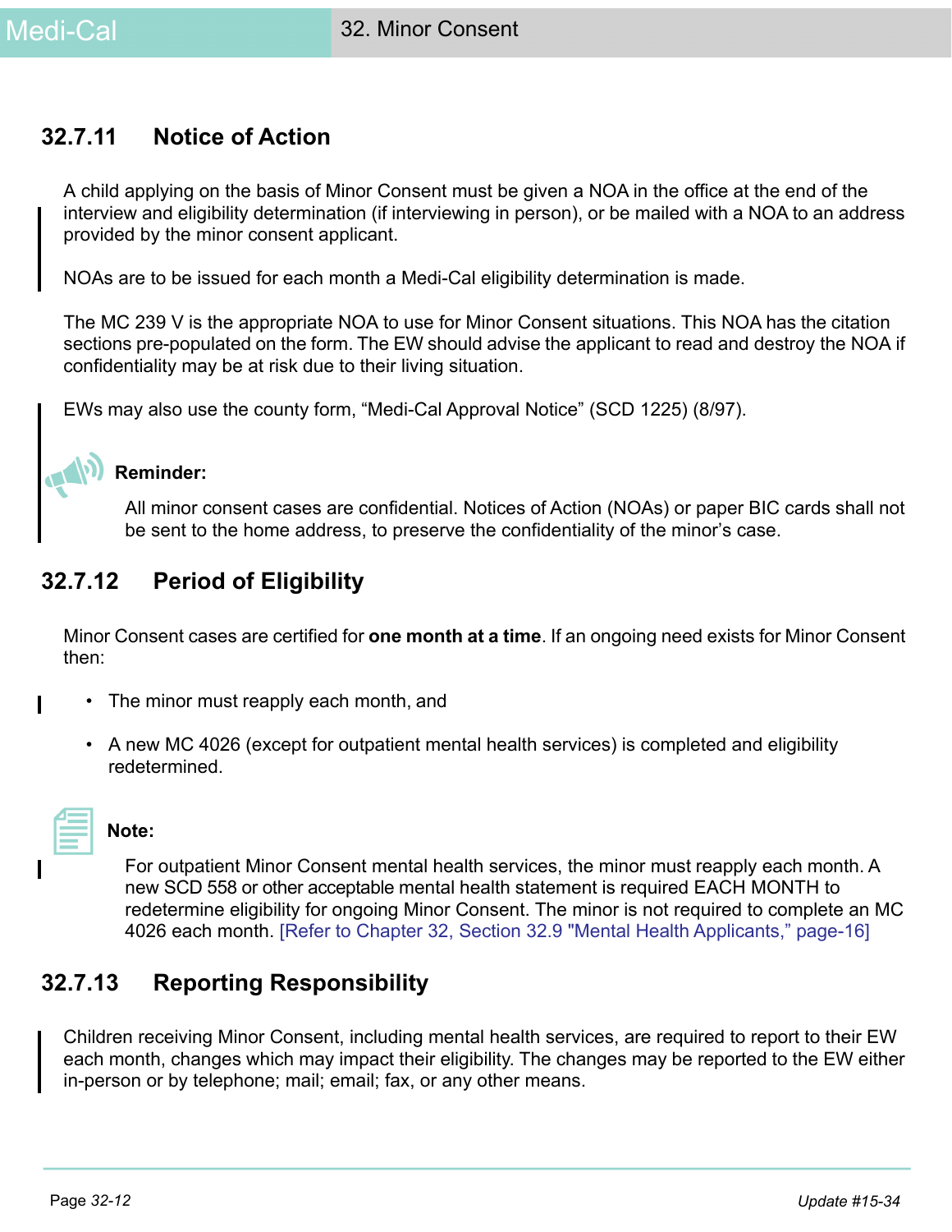## 32.7.11 Notice of Action

A child applying on the basis of Minor Consent must be given a NOA in the office at the end of the interview and eligibility determination (if interviewing in person), or be mailed with a NOA to an address provided by the minor consent applicant.

NOAs are to be issued for each month a Medi-Cal eligibility determination is made.

The MC 239 V is the appropriate NOA to use for Minor Consent situations. This NOA has the citation sections pre-populated on the form. The EW should advise the applicant to read and destroy the NOA if confidentiality may be at risk due to their living situation.

EWs may also use the county form, "Medi-Cal Approval Notice" (SCD 1225) (8/97).

**Reminder:**

All minor consent cases are confidential. Notices of Action (NOAs) or paper BIC cards shall not be sent to the home address, to preserve the confidentiality of the minor's case.

## 32.7.12 Period of Eligibility

Minor Consent cases are certified for **one month at a time**. If an ongoing need exists for Minor Consent then:

- The minor must reapply each month, and
- A new MC 4026 (except for outpatient mental health services) is completed and eligibility redetermined.

**Note:**

For outpatient Minor Consent mental health services, the minor must reapply each month. A new SCD 558 or other acceptable mental health statement is required EACH MONTH to redetermine eligibility for ongoing Minor Consent. The minor is not required to complete an MC 4026 each month. [Refer to Chapter 32, Section 32.9 "Mental Health Applicants," page-16]

## 32.7.13 Reporting Responsibility

Children receiving Minor Consent, including mental health services, are required to report to their EW each month, changes which may impact their eligibility. The changes may be reported to the EW either in-person or by telephone; mail; email; fax, or any other means.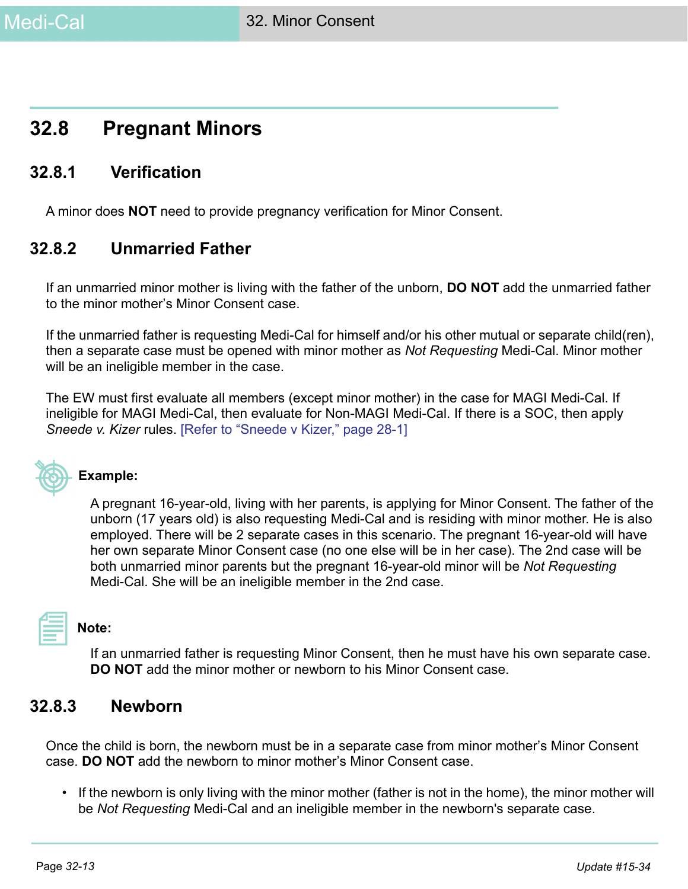## 32.8 Pregnant Minors

### 32.8.1 Verification

A minor does **NOT** need to provide pregnancy verification for Minor Consent.

### 32.8.2 Unmarried Father

If an unmarried minor mother is living with the father of the unborn, **DO NOT** add the unmarried father to the minor mother's Minor Consent case.

If the unmarried father is requesting Medi-Cal for himself and/or his other mutual or separate child(ren), then a separate case must be opened with minor mother as *Not Requesting* Medi-Cal. Minor mother will be an ineligible member in the case.

The EW must first evaluate all members (except minor mother) in the case for MAGI Medi-Cal. If ineligible for MAGI Medi-Cal, then evaluate for Non-MAGI Medi-Cal. If there is a SOC, then apply *Sneede v. Kizer* rules. [Refer to "Sneede v Kizer," page 28-1]

**Example:**

A pregnant 16-year-old, living with her parents, is applying for Minor Consent. The father of the unborn (17 years old) is also requesting Medi-Cal and is residing with minor mother. He is also employed. There will be 2 separate cases in this scenario. The pregnant 16-year-old will have her own separate Minor Consent case (no one else will be in her case). The 2nd case will be both unmarried minor parents but the pregnant 16-year-old minor will be *Not Requesting* Medi-Cal. She will be an ineligible member in the 2nd case.

**Note:**

If an unmarried father is requesting Minor Consent, then he must have his own separate case. **DO NOT** add the minor mother or newborn to his Minor Consent case.

### 32.8.3 Newborn

Once the child is born, the newborn must be in a separate case from minor mother's Minor Consent case. **DO NOT** add the newborn to minor mother's Minor Consent case.

- If the newborn is only living with the minor mother (father is not in the home), the minor mother will be *Not Requesting* Medi-Cal and an ineligible member in the newborn's separate case.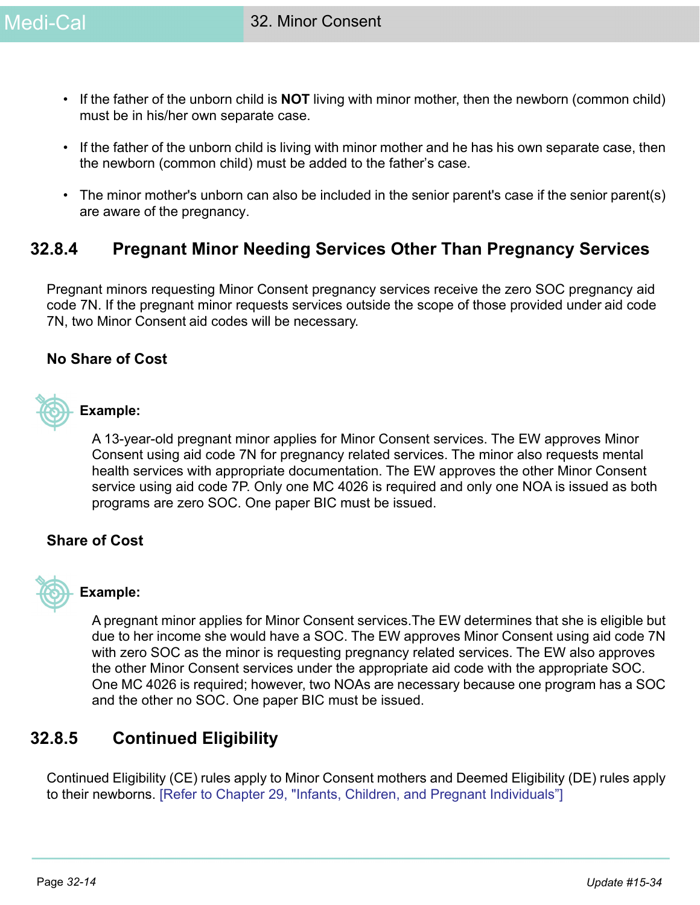- If the father of the unborn child is **NOT** living with minor mother, then the newborn (common child) must be in his/her own separate case.
- If the father of the unborn child is living with minor mother and he has his own separate case, then the newborn (common child) must be added to the father's case.
- The minor mother's unborn can also be included in the senior parent's case if the senior parent(s) are aware of the pregnancy.

## 32.8.4 Pregnant Minor Needing Services Other Than Pregnancy Services

Pregnant minors requesting Minor Consent pregnancy services receive the zero SOC pregnancy aid code 7N. If the pregnant minor requests services outside the scope of those provided under aid code 7N, two Minor Consent aid codes will be necessary.

### No Share of Cost

**Example:**

A 13-year-old pregnant minor applies for Minor Consent services. The EW approves Minor Consent using aid code 7N for pregnancy related services. The minor also requests mental health services with appropriate documentation. The EW approves the other Minor Consent service using aid code 7P. Only one MC 4026 is required and only one NOA is issued as both programs are zero SOC. One paper BIC must be issued.

### Share of Cost

**Example:**

A pregnant minor applies for Minor Consent services.The EW determines that she is eligible but due to her income she would have a SOC. The EW approves Minor Consent using aid code 7N with zero SOC as the minor is requesting pregnancy related services. The EW also approves the other Minor Consent services under the appropriate aid code with the appropriate SOC. One MC 4026 is required; however, two NOAs are necessary because one program has a SOC and the other no SOC. One paper BIC must be issued.

## 32.8.5 Continued Eligibility

Continued Eligibility (CE) rules apply to Minor Consent mothers and Deemed Eligibility (DE) rules apply to their newborns. [Refer to Chapter 29, "Infants, Children, and Pregnant Individuals"]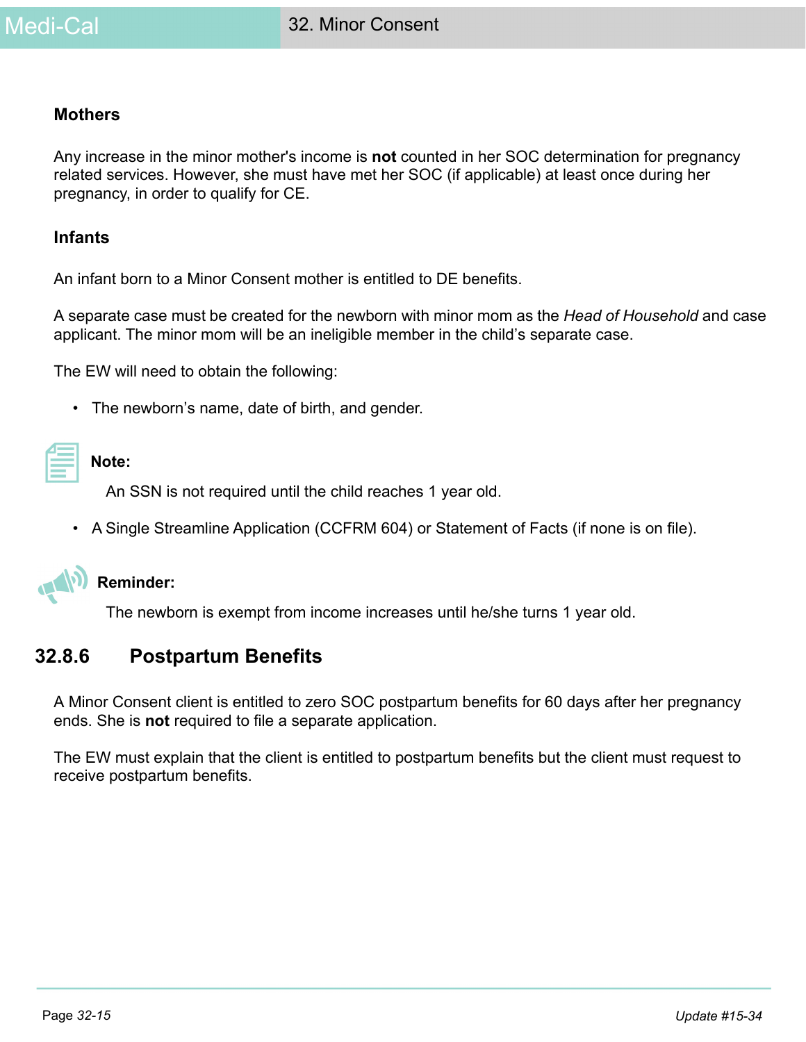### Mothers

Any increase in the minor mother's income is **not** counted in her SOC determination for pregnancy related services. However, she must have met her SOC (if applicable) at least once during her pregnancy, in order to qualify for CE.

### Infants

An infant born to a Minor Consent mother is entitled to DE benefits.

A separate case must be created for the newborn with minor mom as the *Head of Household* and case applicant. The minor mom will be an ineligible member in the child's separate case.

The EW will need to obtain the following:

- The newborn's name, date of birth, and gender.

**Note:**

An SSN is not required until the child reaches 1 year old.

- A Single Streamline Application (CCFRM 604) or Statement of Facts (if none is on file).

**Reminder:**

The newborn is exempt from income increases until he/she turns 1 year old.

## 32.8.6 Postpartum Benefits

A Minor Consent client is entitled to zero SOC postpartum benefits for 60 days after her pregnancy ends. She is **not** required to file a separate application.

The EW must explain that the client is entitled to postpartum benefits but the client must request to receive postpartum benefits.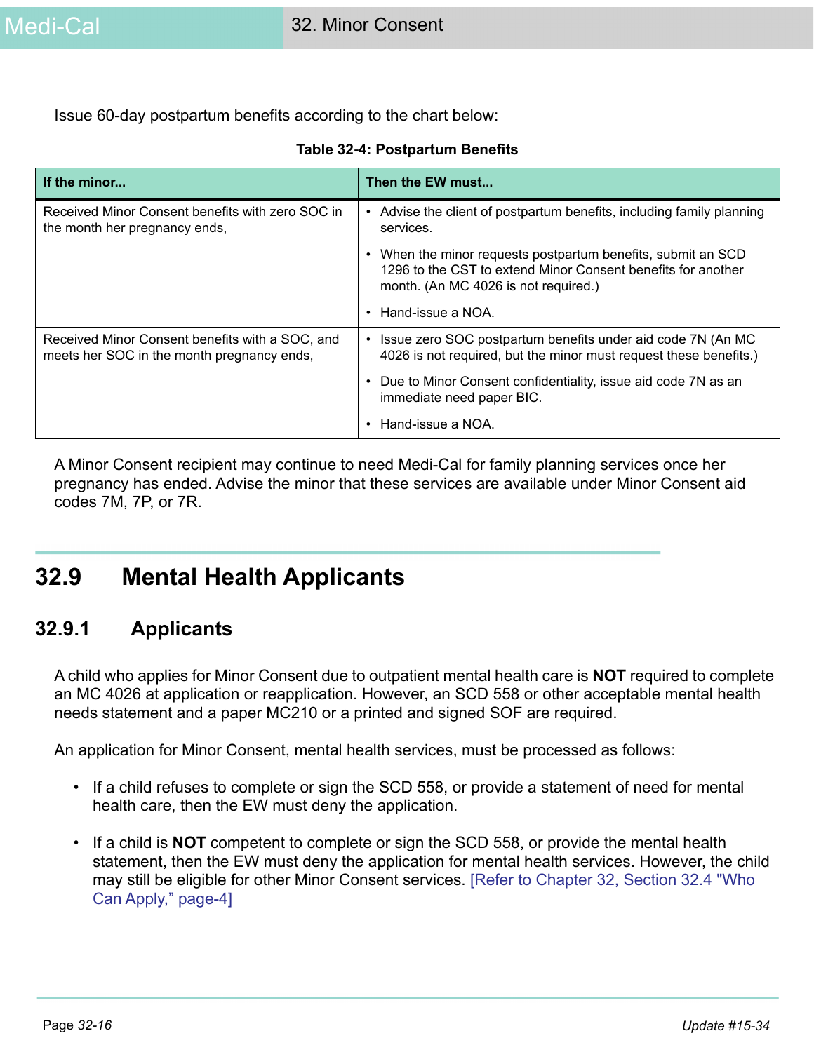Issue 60-day postpartum benefits according to the chart below:

**Table 32-4: Postpartum Benefits**

| If the minor... | Then the EW must... |
| --- | --- |
| Received Minor Consent benefits with zero SOC in the month her pregnancy ends, | • Advise the client of postpartum benefits, including family planning services.<br>• When the minor requests postpartum benefits, submit an SCD 1296 to the CST to extend Minor Consent benefits for another month. (An MC 4026 is not required.)<br>• Hand-issue a NOA. |
| Received Minor Consent benefits with a SOC, and meets her SOC in the month pregnancy ends, | • Issue zero SOC postpartum benefits under aid code 7N (An MC 4026 is not required, but the minor must request these benefits.)<br>• Due to Minor Consent confidentiality, issue aid code 7N as an immediate need paper BIC.<br>• Hand-issue a NOA. |

A Minor Consent recipient may continue to need Medi-Cal for family planning services once her pregnancy has ended. Advise the minor that these services are available under Minor Consent aid codes 7M, 7P, or 7R.

## 32.9 Mental Health Applicants

### 32.9.1 Applicants

A child who applies for Minor Consent due to outpatient mental health care is **NOT** required to complete an MC 4026 at application or reapplication. However, an SCD 558 or other acceptable mental health needs statement and a paper MC210 or a printed and signed SOF are required.

An application for Minor Consent, mental health services, must be processed as follows:

- If a child refuses to complete or sign the SCD 558, or provide a statement of need for mental health care, then the EW must deny the application.
- If a child is **NOT** competent to complete or sign the SCD 558, or provide the mental health statement, then the EW must deny the application for mental health services. However, the child may still be eligible for other Minor Consent services. [Refer to Chapter 32, Section 32.4 "Who Can Apply," page-4]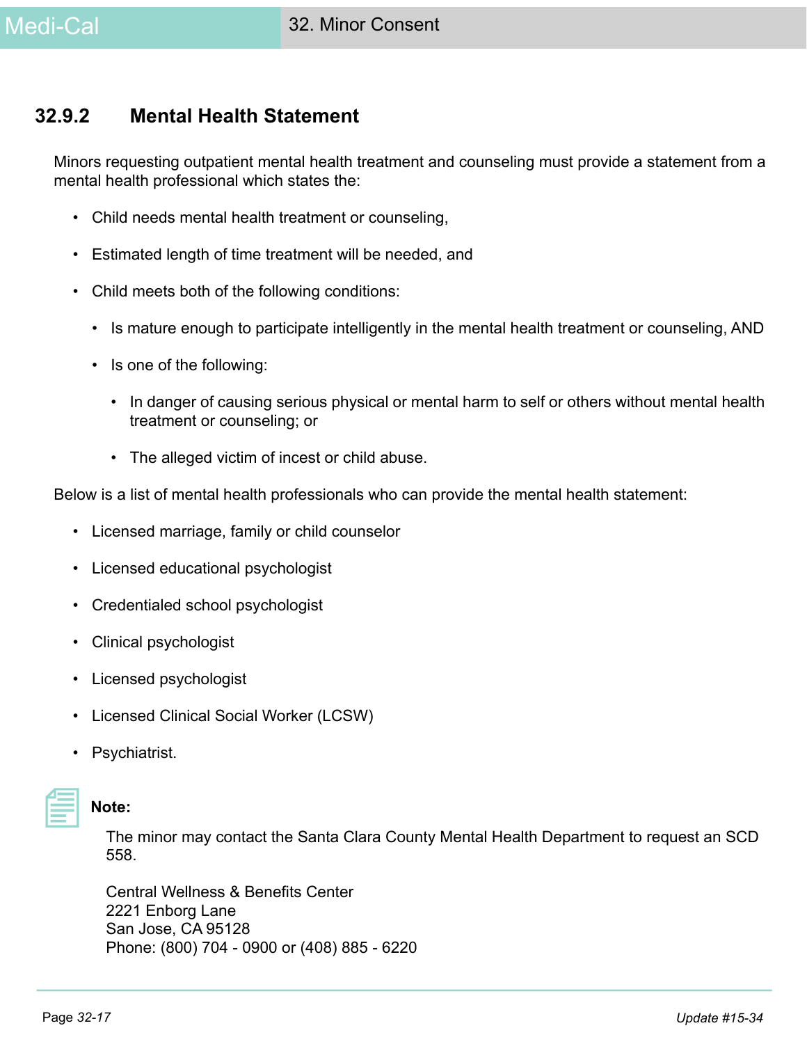### 32.9.2 Mental Health Statement

Minors requesting outpatient mental health treatment and counseling must provide a statement from a mental health professional which states the:

- Child needs mental health treatment or counseling,
- Estimated length of time treatment will be needed, and
- Child meets both of the following conditions:
  - Is mature enough to participate intelligently in the mental health treatment or counseling, AND
  - Is one of the following:
    - In danger of causing serious physical or mental harm to self or others without mental health treatment or counseling; or
    - The alleged victim of incest or child abuse.

Below is a list of mental health professionals who can provide the mental health statement:

- Licensed marriage, family or child counselor
- Licensed educational psychologist
- Credentialed school psychologist
- Clinical psychologist
- Licensed psychologist
- Licensed Clinical Social Worker (LCSW)
- Psychiatrist.

**Note:**

The minor may contact the Santa Clara County Mental Health Department to request an SCD 558.

Central Wellness & Benefits Center
2221 Enborg Lane
San Jose, CA 95128
Phone: (800) 704 - 0900 or (408) 885 - 6220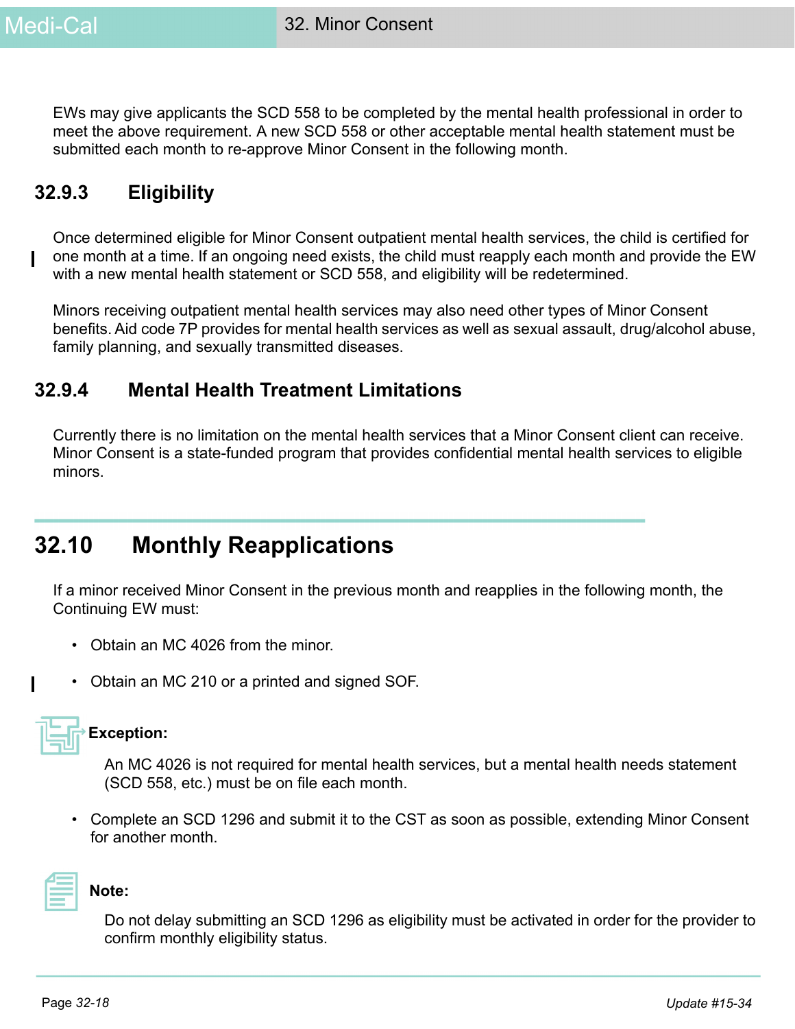EWs may give applicants the SCD 558 to be completed by the mental health professional in order to meet the above requirement. A new SCD 558 or other acceptable mental health statement must be submitted each month to re-approve Minor Consent in the following month.

### 32.9.3 Eligibility

Once determined eligible for Minor Consent outpatient mental health services, the child is certified for one month at a time. If an ongoing need exists, the child must reapply each month and provide the EW with a new mental health statement or SCD 558, and eligibility will be redetermined.

Minors receiving outpatient mental health services may also need other types of Minor Consent benefits. Aid code 7P provides for mental health services as well as sexual assault, drug/alcohol abuse, family planning, and sexually transmitted diseases.

### 32.9.4 Mental Health Treatment Limitations

Currently there is no limitation on the mental health services that a Minor Consent client can receive. Minor Consent is a state-funded program that provides confidential mental health services to eligible minors.

## 32.10 Monthly Reapplications

If a minor received Minor Consent in the previous month and reapplies in the following month, the Continuing EW must:

- Obtain an MC 4026 from the minor.
- Obtain an MC 210 or a printed and signed SOF.

**Exception:**

An MC 4026 is not required for mental health services, but a mental health needs statement (SCD 558, etc.) must be on file each month.

- Complete an SCD 1296 and submit it to the CST as soon as possible, extending Minor Consent for another month.

**Note:**

Do not delay submitting an SCD 1296 as eligibility must be activated in order for the provider to confirm monthly eligibility status.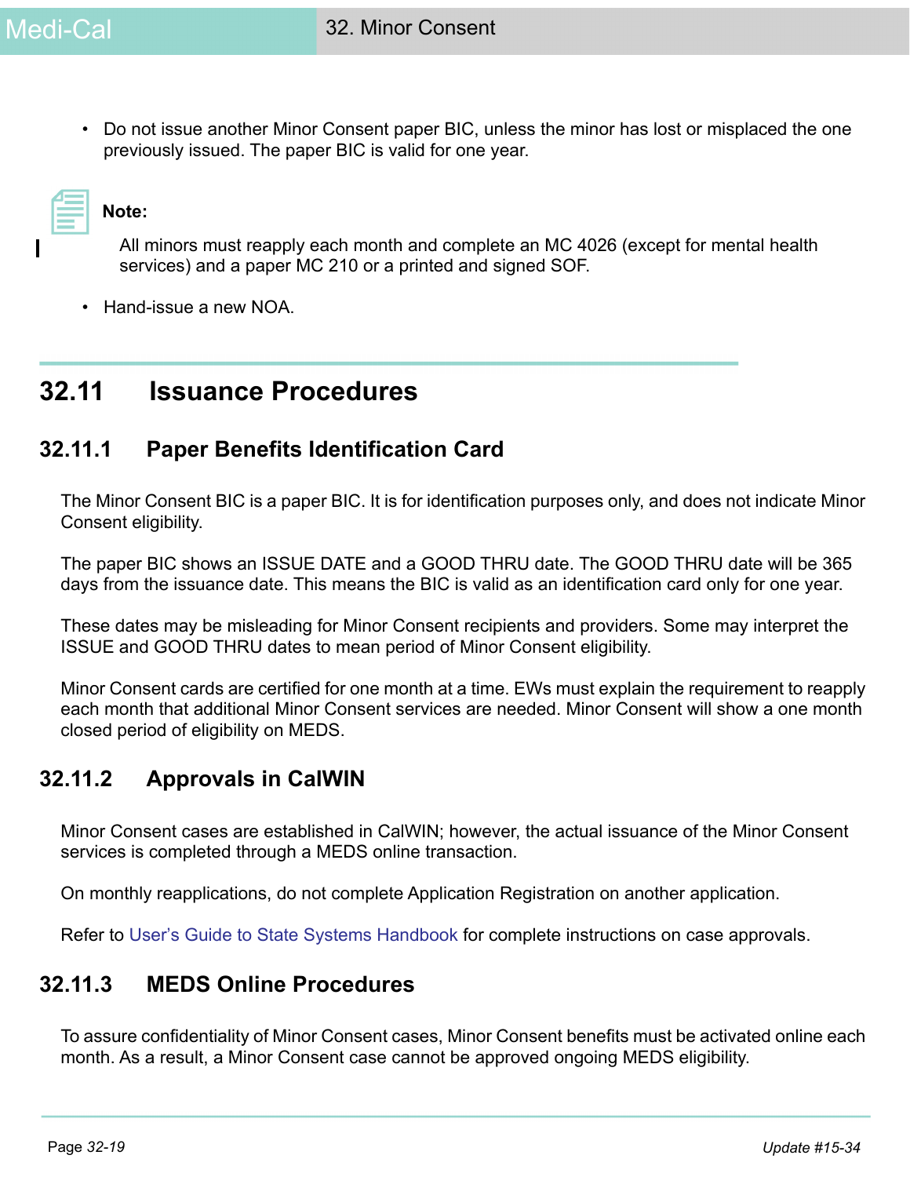- Do not issue another Minor Consent paper BIC, unless the minor has lost or misplaced the one previously issued. The paper BIC is valid for one year.

**Note:**

All minors must reapply each month and complete an MC 4026 (except for mental health services) and a paper MC 210 or a printed and signed SOF.

- Hand-issue a new NOA.

## 32.11 Issuance Procedures

### 32.11.1 Paper Benefits Identification Card

The Minor Consent BIC is a paper BIC. It is for identification purposes only, and does not indicate Minor Consent eligibility.

The paper BIC shows an ISSUE DATE and a GOOD THRU date. The GOOD THRU date will be 365 days from the issuance date. This means the BIC is valid as an identification card only for one year.

These dates may be misleading for Minor Consent recipients and providers. Some may interpret the ISSUE and GOOD THRU dates to mean period of Minor Consent eligibility.

Minor Consent cards are certified for one month at a time. EWs must explain the requirement to reapply each month that additional Minor Consent services are needed. Minor Consent will show a one month closed period of eligibility on MEDS.

### 32.11.2 Approvals in CalWIN

Minor Consent cases are established in CalWIN; however, the actual issuance of the Minor Consent services is completed through a MEDS online transaction.

On monthly reapplications, do not complete Application Registration on another application.

Refer to User's Guide to State Systems Handbook for complete instructions on case approvals.

### 32.11.3 MEDS Online Procedures

To assure confidentiality of Minor Consent cases, Minor Consent benefits must be activated online each month. As a result, a Minor Consent case cannot be approved ongoing MEDS eligibility.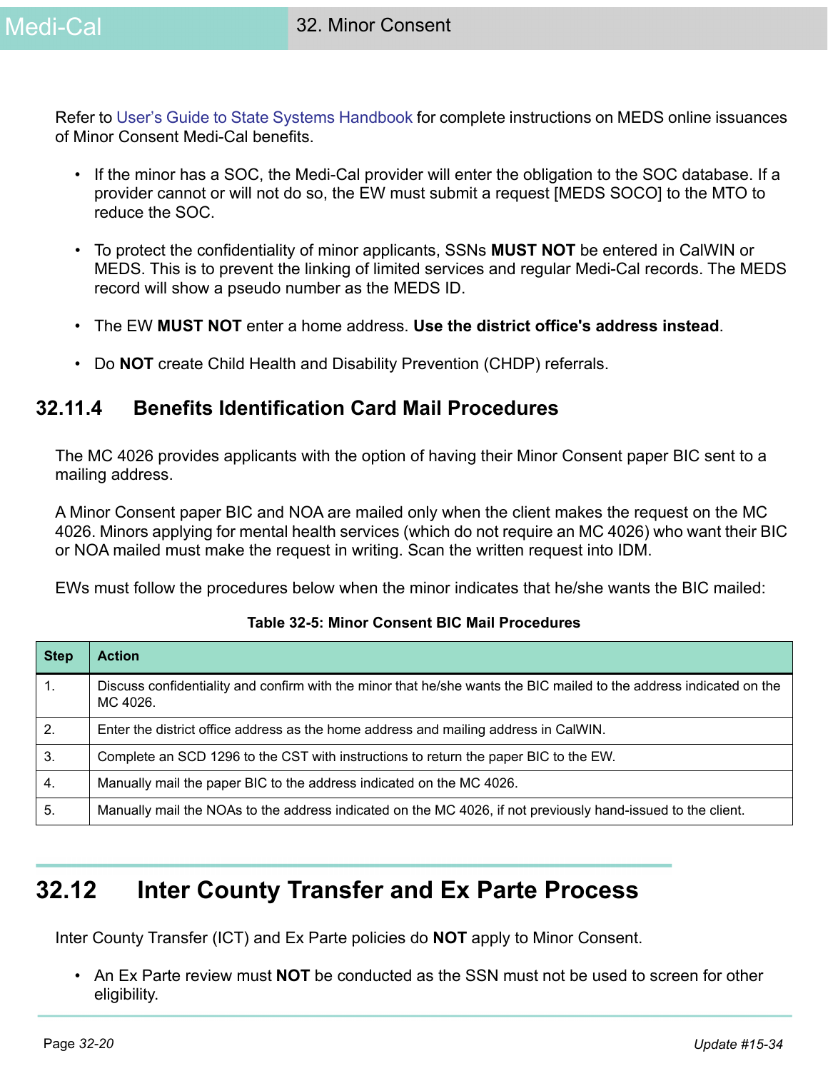Refer to User's Guide to State Systems Handbook for complete instructions on MEDS online issuances of Minor Consent Medi-Cal benefits.

- If the minor has a SOC, the Medi-Cal provider will enter the obligation to the SOC database. If a provider cannot or will not do so, the EW must submit a request [MEDS SOCO] to the MTO to reduce the SOC.
- To protect the confidentiality of minor applicants, SSNs **MUST NOT** be entered in CalWIN or MEDS. This is to prevent the linking of limited services and regular Medi-Cal records. The MEDS record will show a pseudo number as the MEDS ID.
- The EW **MUST NOT** enter a home address. **Use the district office's address instead**.
- Do **NOT** create Child Health and Disability Prevention (CHDP) referrals.

### 32.11.4 Benefits Identification Card Mail Procedures

The MC 4026 provides applicants with the option of having their Minor Consent paper BIC sent to a mailing address.

A Minor Consent paper BIC and NOA are mailed only when the client makes the request on the MC 4026. Minors applying for mental health services (which do not require an MC 4026) who want their BIC or NOA mailed must make the request in writing. Scan the written request into IDM.

EWs must follow the procedures below when the minor indicates that he/she wants the BIC mailed:

**Table 32-5: Minor Consent BIC Mail Procedures**

| Step | Action |
|---|---|
| 1. | Discuss confidentiality and confirm with the minor that he/she wants the BIC mailed to the address indicated on the MC 4026. |
| 2. | Enter the district office address as the home address and mailing address in CalWIN. |
| 3. | Complete an SCD 1296 to the CST with instructions to return the paper BIC to the EW. |
| 4. | Manually mail the paper BIC to the address indicated on the MC 4026. |
| 5. | Manually mail the NOAs to the address indicated on the MC 4026, if not previously hand-issued to the client. |

## 32.12 Inter County Transfer and Ex Parte Process

Inter County Transfer (ICT) and Ex Parte policies do **NOT** apply to Minor Consent.

- An Ex Parte review must **NOT** be conducted as the SSN must not be used to screen for other eligibility.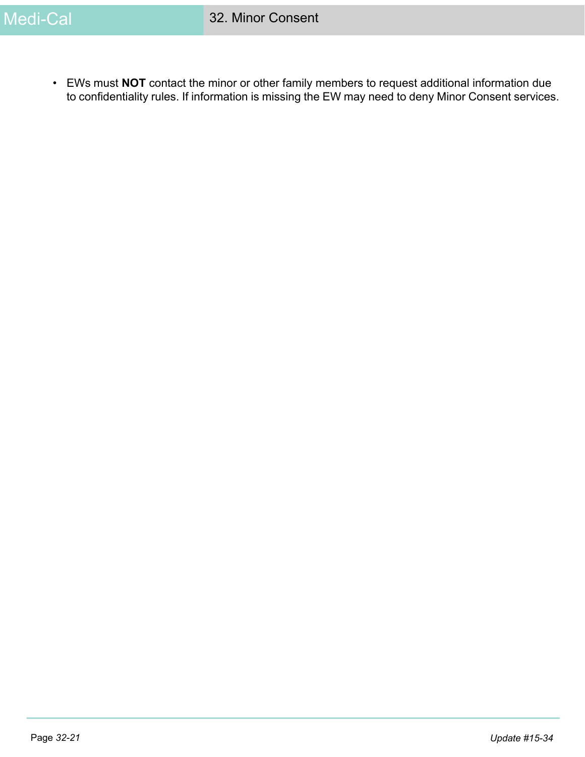- EWs must **NOT** contact the minor or other family members to request additional information due to confidentiality rules. If information is missing the EW may need to deny Minor Consent services.